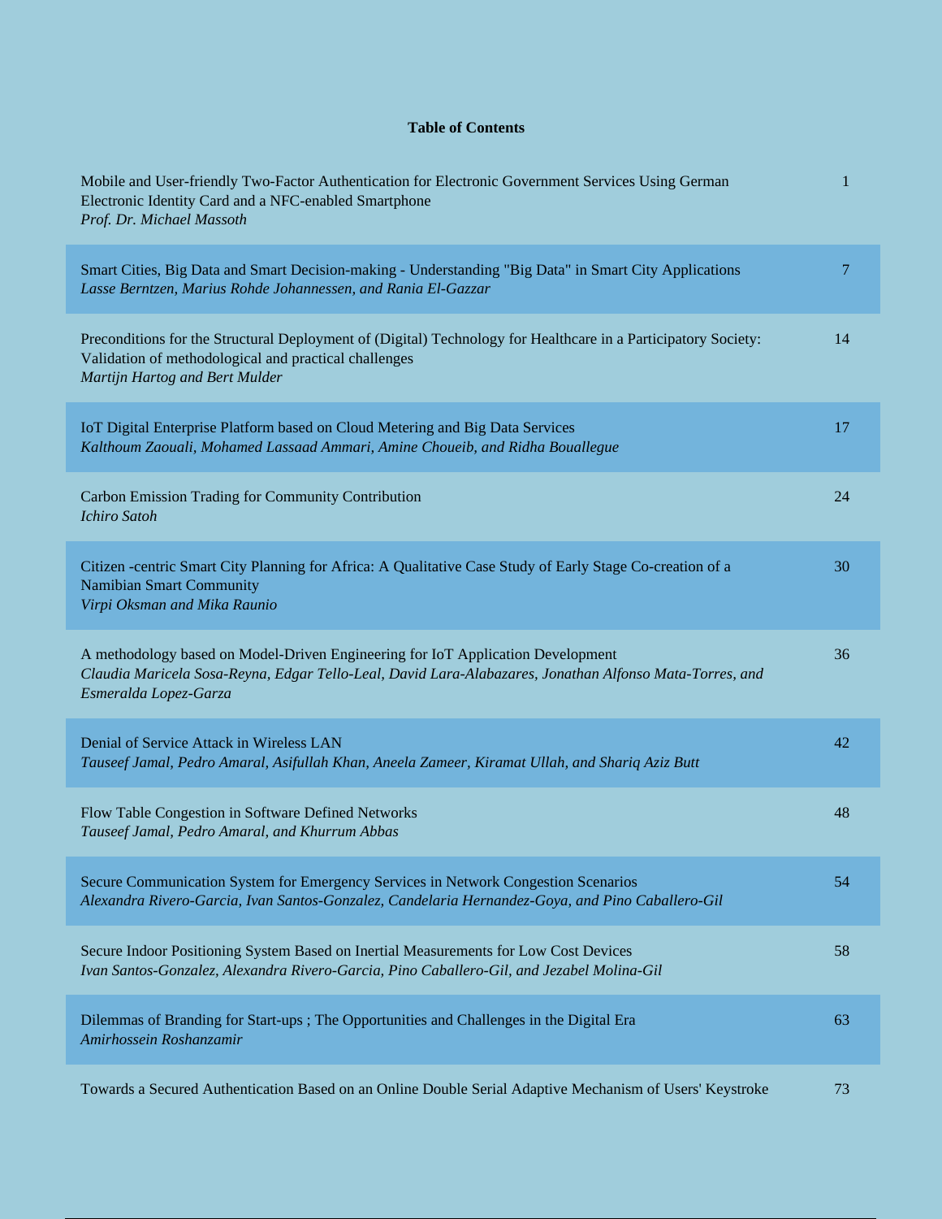**Table of Contents**

| | |
|---|---|
| Mobile and User-friendly Two-Factor Authentication for Electronic Government Services Using German Electronic Identity Card and a NFC-enabled Smartphone<br>*Prof. Dr. Michael Massoth* | 1 |
| Smart Cities, Big Data and Smart Decision-making - Understanding "Big Data" in Smart City Applications<br>*Lasse Berntzen, Marius Rohde Johannessen, and Rania El-Gazzar* | 7 |
| Preconditions for the Structural Deployment of (Digital) Technology for Healthcare in a Participatory Society: Validation of methodological and practical challenges<br>*Martijn Hartog and Bert Mulder* | 14 |
| IoT Digital Enterprise Platform based on Cloud Metering and Big Data Services<br>*Kalthoum Zaouali, Mohamed Lassaad Ammari, Amine Choueib, and Ridha Bouallegue* | 17 |
| Carbon Emission Trading for Community Contribution<br>*Ichiro Satoh* | 24 |
| Citizen -centric Smart City Planning for Africa: A Qualitative Case Study of Early Stage Co-creation of a Namibian Smart Community<br>*Virpi Oksman and Mika Raunio* | 30 |
| A methodology based on Model-Driven Engineering for IoT Application Development<br>*Claudia Maricela Sosa-Reyna, Edgar Tello-Leal, David Lara-Alabazares, Jonathan Alfonso Mata-Torres, and Esmeralda Lopez-Garza* | 36 |
| Denial of Service Attack in Wireless LAN<br>*Tauseef Jamal, Pedro Amaral, Asifullah Khan, Aneela Zameer, Kiramat Ullah, and Shariq Aziz Butt* | 42 |
| Flow Table Congestion in Software Defined Networks<br>*Tauseef Jamal, Pedro Amaral, and Khurrum Abbas* | 48 |
| Secure Communication System for Emergency Services in Network Congestion Scenarios<br>*Alexandra Rivero-Garcia, Ivan Santos-Gonzalez, Candelaria Hernandez-Goya, and Pino Caballero-Gil* | 54 |
| Secure Indoor Positioning System Based on Inertial Measurements for Low Cost Devices<br>*Ivan Santos-Gonzalez, Alexandra Rivero-Garcia, Pino Caballero-Gil, and Jezabel Molina-Gil* | 58 |
| Dilemmas of Branding for Start-ups ; The Opportunities and Challenges in the Digital Era<br>*Amirhossein Roshanzamir* | 63 |
| Towards a Secured Authentication Based on an Online Double Serial Adaptive Mechanism of Users' Keystroke | 73 |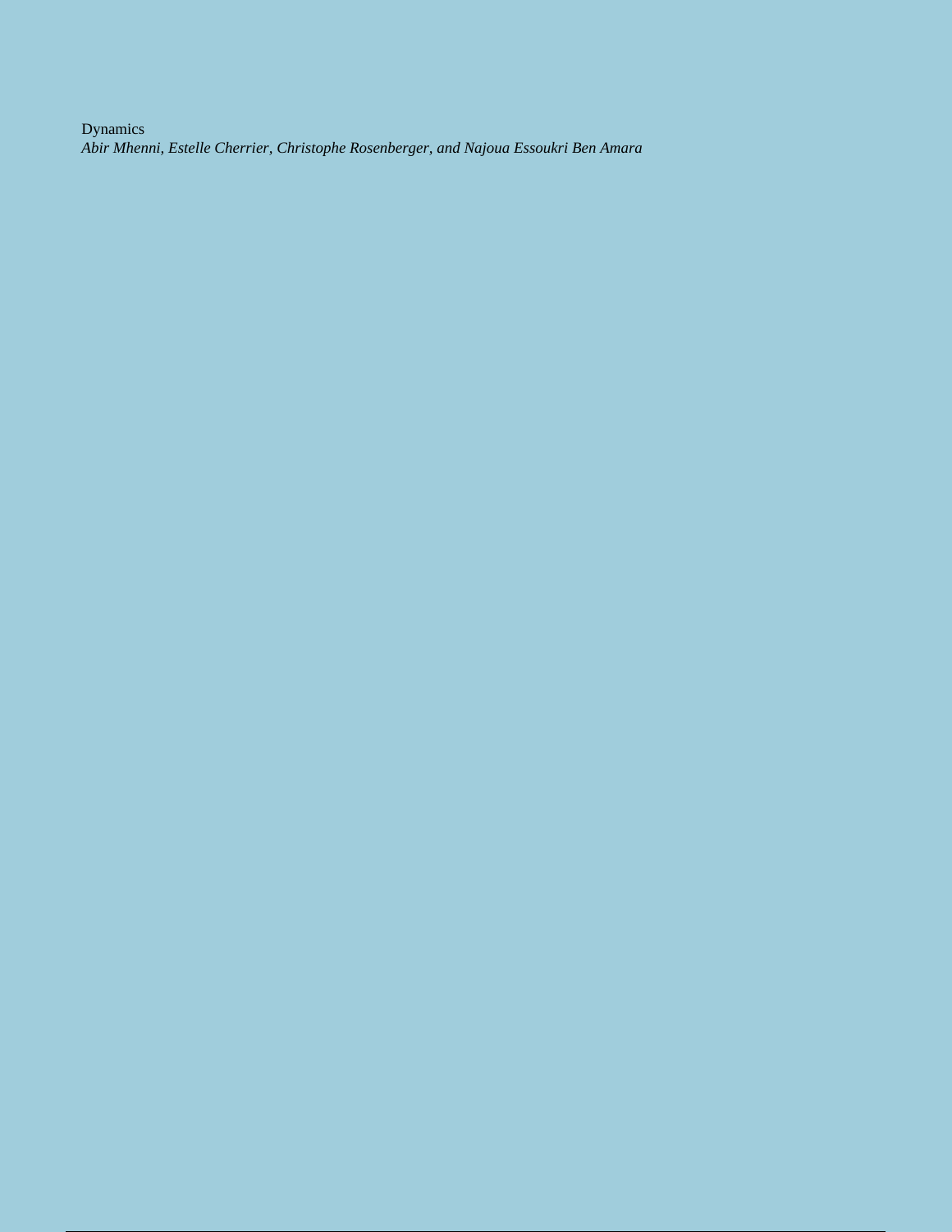Dynamics

*Abir Mhenni, Estelle Cherrier, Christophe Rosenberger, and Najoua Essoukri Ben Amara*